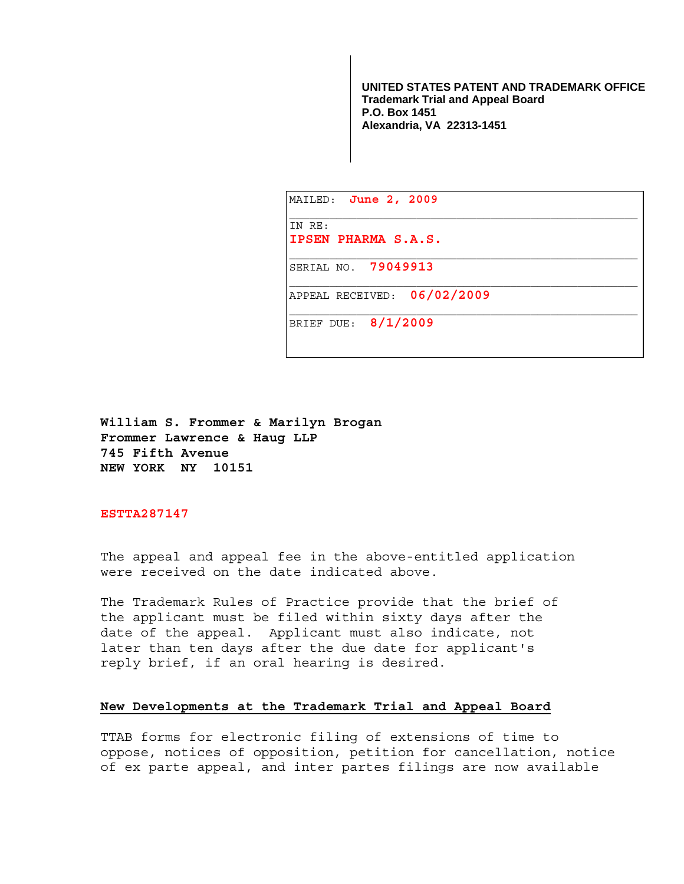**UNITED STATES PATENT AND TRADEMARK OFFICE**
**Trademark Trial and Appeal Board**
**P.O. Box 1451**
**Alexandria, VA 22313-1451**

| | |
|---|---|
| MAILED: | **June 2, 2009** |
| IN RE: | **IPSEN PHARMA S.A.S.** |
| SERIAL NO. | **79049913** |
| APPEAL RECEIVED: | **06/02/2009** |
| BRIEF DUE: | **8/1/2009** |

**William S. Frommer & Marilyn Brogan**
**Frommer Lawrence & Haug LLP**
**745 Fifth Avenue**
**NEW YORK NY 10151**

**ESTTA287147**

The appeal and appeal fee in the above-entitled application were received on the date indicated above.

The Trademark Rules of Practice provide that the brief of the applicant must be filed within sixty days after the date of the appeal. Applicant must also indicate, not later than ten days after the due date for applicant's reply brief, if an oral hearing is desired.

**New Developments at the Trademark Trial and Appeal Board**

TTAB forms for electronic filing of extensions of time to oppose, notices of opposition, petition for cancellation, notice of ex parte appeal, and inter partes filings are now available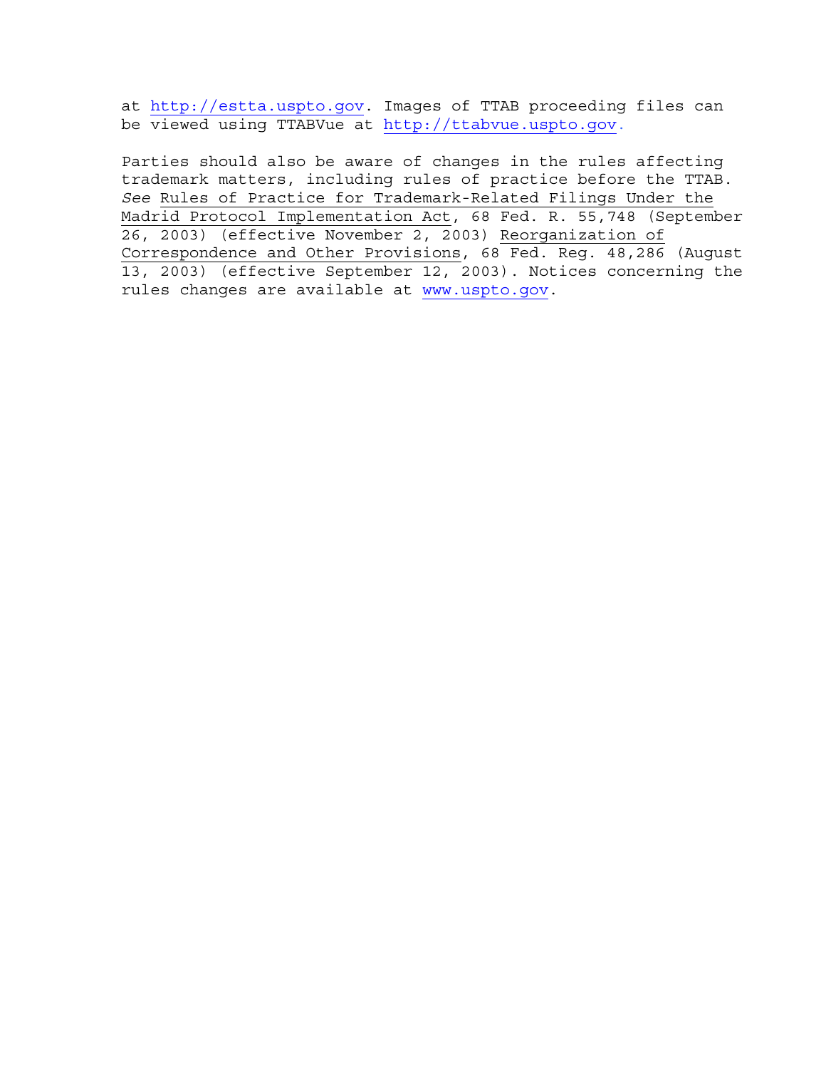at http://estta.uspto.gov. Images of TTAB proceeding files can be viewed using TTABVue at http://ttabvue.uspto.gov.

Parties should also be aware of changes in the rules affecting trademark matters, including rules of practice before the TTAB. *See* Rules of Practice for Trademark-Related Filings Under the Madrid Protocol Implementation Act, 68 Fed. R. 55,748 (September 26, 2003) (effective November 2, 2003) Reorganization of Correspondence and Other Provisions, 68 Fed. Reg. 48,286 (August 13, 2003) (effective September 12, 2003). Notices concerning the rules changes are available at www.uspto.gov.